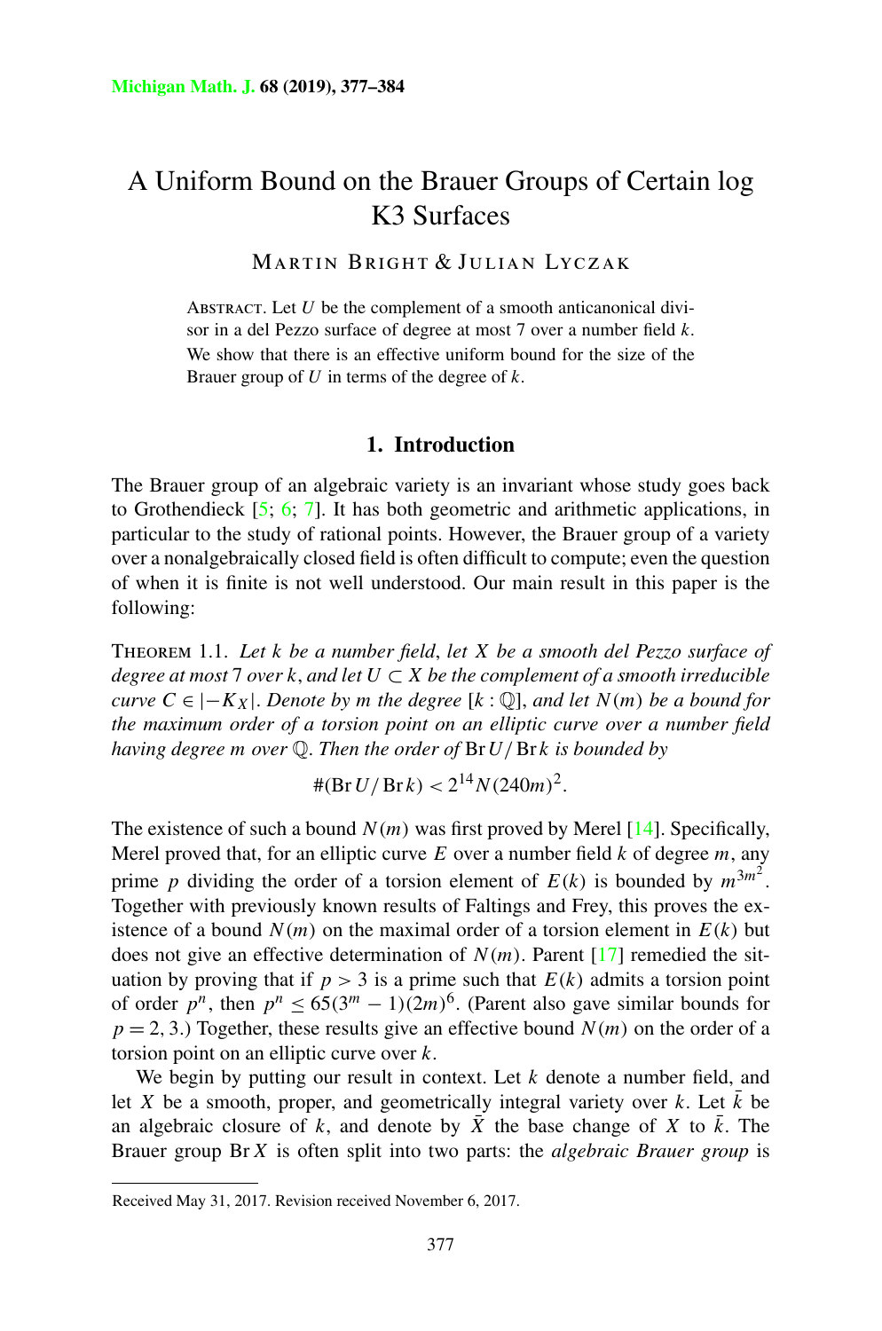# A Uniform Bound on the Brauer Groups of Certain log K3 Surfaces

Martin Bright & Julian Lyczak

Abstract. Let $U$ be the complement of a smooth anticanonical divisor in a del Pezzo surface of degree at most 7 over a number field $k$. We show that there is an effective uniform bound for the size of the Brauer group of $U$ in terms of the degree of $k$.

## 1. Introduction

The Brauer group of an algebraic variety is an invariant whose study goes back to Grothendieck [5; 6; 7]. It has both geometric and arithmetic applications, in particular to the study of rational points. However, the Brauer group of a variety over a nonalgebraically closed field is often difficult to compute; even the question of when it is finite is not well understood. Our main result in this paper is the following:

Theorem 1.1. *Let $k$ be a number field, let $X$ be a smooth del Pezzo surface of degree at most 7 over $k$, and let $U \subset X$ be the complement of a smooth irreducible curve $C \in |-K_X|$. Denote by $m$ the degree $[k : \mathbb{Q}]$, and let $N(m)$ be a bound for the maximum order of a torsion point on an elliptic curve over a number field having degree $m$ over $\mathbb{Q}$. Then the order of $\operatorname{Br} U / \operatorname{Br} k$ is bounded by*

$$\#(\operatorname{Br} U / \operatorname{Br} k) < 2^{14} N(240m)^2.$$

The existence of such a bound $N(m)$ was first proved by Merel [14]. Specifically, Merel proved that, for an elliptic curve $E$ over a number field $k$ of degree $m$, any prime $p$ dividing the order of a torsion element of $E(k)$ is bounded by $m^{3m^2}$. Together with previously known results of Faltings and Frey, this proves the existence of a bound $N(m)$ on the maximal order of a torsion element in $E(k)$ but does not give an effective determination of $N(m)$. Parent [17] remedied the situation by proving that if $p > 3$ is a prime such that $E(k)$ admits a torsion point of order $p^n$, then $p^n \leq 65(3^m - 1)(2m)^6$. (Parent also gave similar bounds for $p = 2, 3$.) Together, these results give an effective bound $N(m)$ on the order of a torsion point on an elliptic curve over $k$.

We begin by putting our result in context. Let $k$ denote a number field, and let $X$ be a smooth, proper, and geometrically integral variety over $k$. Let $\bar{k}$ be an algebraic closure of $k$, and denote by $\bar{X}$ the base change of $X$ to $\bar{k}$. The Brauer group $\operatorname{Br} X$ is often split into two parts: the *algebraic Brauer group* is

Received May 31, 2017. Revision received November 6, 2017.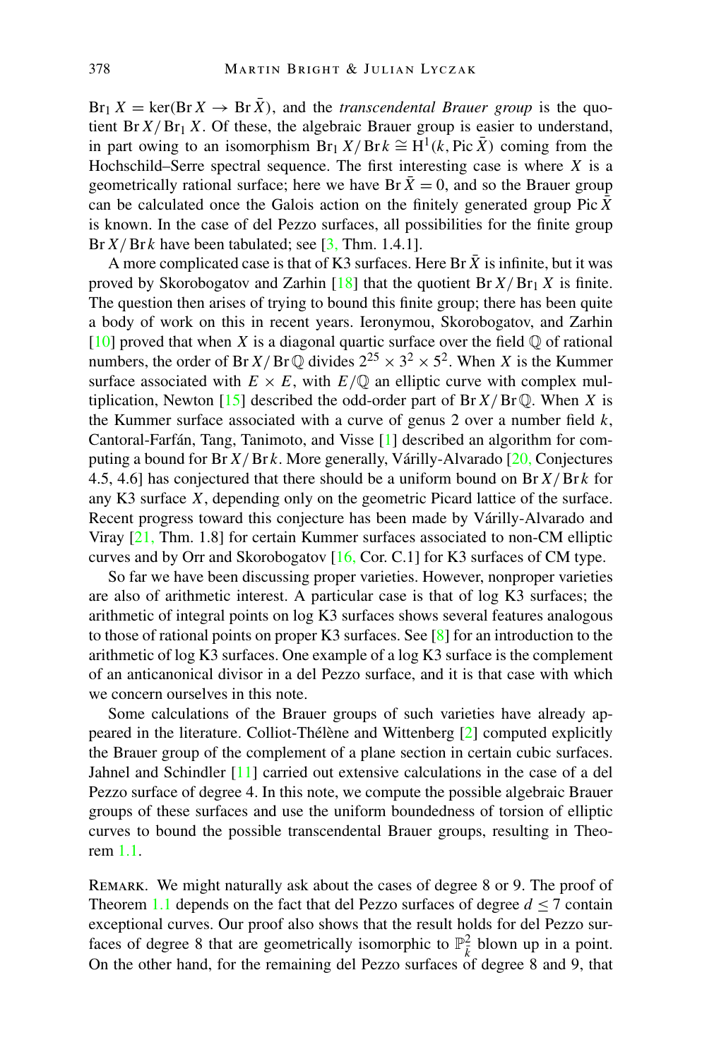$\operatorname{Br}_1 X = \ker(\operatorname{Br} X \to \operatorname{Br} \bar{X})$, and the *transcendental Brauer group* is the quotient $\operatorname{Br} X / \operatorname{Br}_1 X$. Of these, the algebraic Brauer group is easier to understand, in part owing to an isomorphism $\operatorname{Br}_1 X / \operatorname{Br} k \cong \mathrm{H}^1(k, \operatorname{Pic} \bar{X})$ coming from the Hochschild–Serre spectral sequence. The first interesting case is where $X$ is a geometrically rational surface; here we have $\operatorname{Br} \bar{X} = 0$, and so the Brauer group can be calculated once the Galois action on the finitely generated group $\operatorname{Pic} \bar{X}$ is known. In the case of del Pezzo surfaces, all possibilities for the finite group $\operatorname{Br} X / \operatorname{Br} k$ have been tabulated; see [3, Thm. 1.4.1].

A more complicated case is that of K3 surfaces. Here $\operatorname{Br} \bar{X}$ is infinite, but it was proved by Skorobogatov and Zarhin [18] that the quotient $\operatorname{Br} X / \operatorname{Br}_1 X$ is finite. The question then arises of trying to bound this finite group; there has been quite a body of work on this in recent years. Ieronymou, Skorobogatov, and Zarhin [10] proved that when $X$ is a diagonal quartic surface over the field $\mathbb{Q}$ of rational numbers, the order of $\operatorname{Br} X / \operatorname{Br} \mathbb{Q}$ divides $2^{25} \times 3^2 \times 5^2$. When $X$ is the Kummer surface associated with $E \times E$, with $E/\mathbb{Q}$ an elliptic curve with complex multiplication, Newton [15] described the odd-order part of $\operatorname{Br} X / \operatorname{Br} \mathbb{Q}$. When $X$ is the Kummer surface associated with a curve of genus 2 over a number field $k$, Cantoral-Farfán, Tang, Tanimoto, and Visse [1] described an algorithm for computing a bound for $\operatorname{Br} X / \operatorname{Br} k$. More generally, Várilly-Alvarado [20, Conjectures 4.5, 4.6] has conjectured that there should be a uniform bound on $\operatorname{Br} X / \operatorname{Br} k$ for any K3 surface $X$, depending only on the geometric Picard lattice of the surface. Recent progress toward this conjecture has been made by Várilly-Alvarado and Viray [21, Thm. 1.8] for certain Kummer surfaces associated to non-CM elliptic curves and by Orr and Skorobogatov [16, Cor. C.1] for K3 surfaces of CM type.

So far we have been discussing proper varieties. However, nonproper varieties are also of arithmetic interest. A particular case is that of log K3 surfaces; the arithmetic of integral points on log K3 surfaces shows several features analogous to those of rational points on proper K3 surfaces. See [8] for an introduction to the arithmetic of log K3 surfaces. One example of a log K3 surface is the complement of an anticanonical divisor in a del Pezzo surface, and it is that case with which we concern ourselves in this note.

Some calculations of the Brauer groups of such varieties have already appeared in the literature. Colliot-Thélène and Wittenberg [2] computed explicitly the Brauer group of the complement of a plane section in certain cubic surfaces. Jahnel and Schindler [11] carried out extensive calculations in the case of a del Pezzo surface of degree 4. In this note, we compute the possible algebraic Brauer groups of these surfaces and use the uniform boundedness of torsion of elliptic curves to bound the possible transcendental Brauer groups, resulting in Theorem 1.1.

REMARK. We might naturally ask about the cases of degree 8 or 9. The proof of Theorem 1.1 depends on the fact that del Pezzo surfaces of degree $d \leq 7$ contain exceptional curves. Our proof also shows that the result holds for del Pezzo surfaces of degree 8 that are geometrically isomorphic to $\mathbb{P}^2_{\bar{k}}$ blown up in a point. On the other hand, for the remaining del Pezzo surfaces of degree 8 and 9, that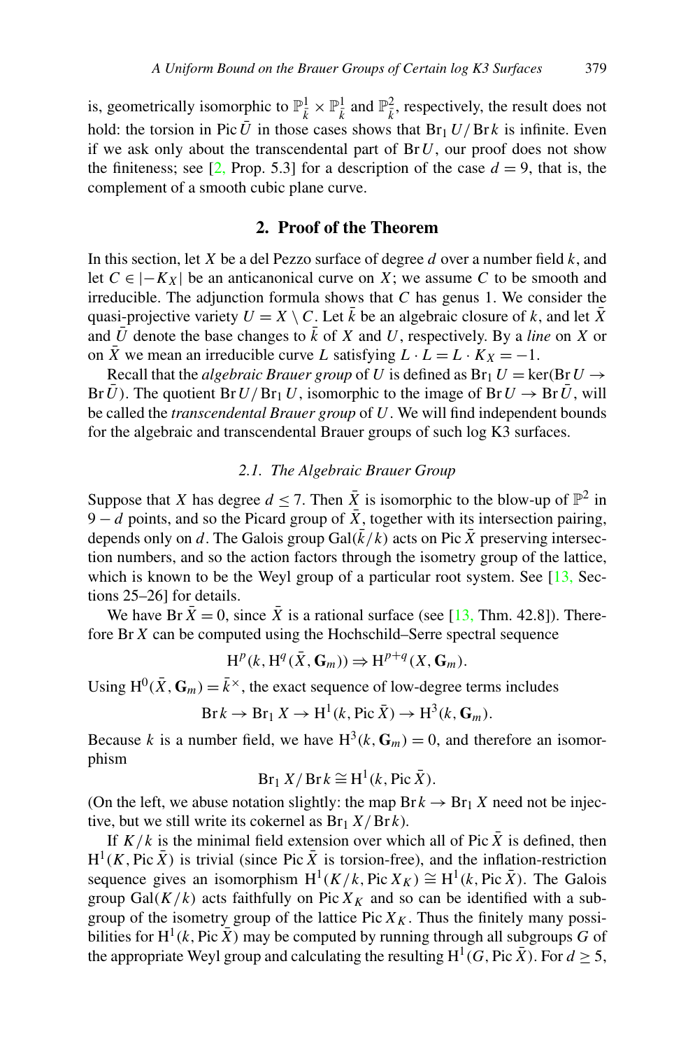is, geometrically isomorphic to $\mathbb{P}^1_{\bar{k}} \times \mathbb{P}^1_{\bar{k}}$ and $\mathbb{P}^2_{\bar{k}}$, respectively, the result does not hold: the torsion in $\operatorname{Pic} \bar{U}$ in those cases shows that $\operatorname{Br}_1 U/\operatorname{Br} k$ is infinite. Even if we ask only about the transcendental part of $\operatorname{Br} U$, our proof does not show the finiteness; see [2, Prop. 5.3] for a description of the case $d = 9$, that is, the complement of a smooth cubic plane curve.

## 2. Proof of the Theorem

In this section, let $X$ be a del Pezzo surface of degree $d$ over a number field $k$, and let $C \in |-K_X|$ be an anticanonical curve on $X$; we assume $C$ to be smooth and irreducible. The adjunction formula shows that $C$ has genus 1. We consider the quasi-projective variety $U = X \setminus C$. Let $\bar{k}$ be an algebraic closure of $k$, and let $\bar{X}$ and $\bar{U}$ denote the base changes to $\bar{k}$ of $X$ and $U$, respectively. By a *line* on $X$ or on $\bar{X}$ we mean an irreducible curve $L$ satisfying $L \cdot L = L \cdot K_X = -1$.

Recall that the *algebraic Brauer group* of $U$ is defined as $\operatorname{Br}_1 U = \ker(\operatorname{Br} U \to \operatorname{Br} \bar{U})$. The quotient $\operatorname{Br} U/\operatorname{Br}_1 U$, isomorphic to the image of $\operatorname{Br} U \to \operatorname{Br} \bar{U}$, will be called the *transcendental Brauer group* of $U$. We will find independent bounds for the algebraic and transcendental Brauer groups of such log K3 surfaces.

### *2.1. The Algebraic Brauer Group*

Suppose that $X$ has degree $d \leq 7$. Then $\bar{X}$ is isomorphic to the blow-up of $\mathbb{P}^2$ in $9 - d$ points, and so the Picard group of $\bar{X}$, together with its intersection pairing, depends only on $d$. The Galois group $\operatorname{Gal}(\bar{k}/k)$ acts on $\operatorname{Pic} \bar{X}$ preserving intersection numbers, and so the action factors through the isometry group of the lattice, which is known to be the Weyl group of a particular root system. See [13, Sections 25–26] for details.

We have $\operatorname{Br} \bar{X} = 0$, since $\bar{X}$ is a rational surface (see [13, Thm. 42.8]). Therefore $\operatorname{Br} X$ can be computed using the Hochschild–Serre spectral sequence

$$\mathrm{H}^p(k, \mathrm{H}^q(\bar{X}, \mathbf{G}_m)) \Rightarrow \mathrm{H}^{p+q}(X, \mathbf{G}_m).$$

Using $\mathrm{H}^0(\bar{X}, \mathbf{G}_m) = \bar{k}^\times$, the exact sequence of low-degree terms includes

$$\operatorname{Br} k \to \operatorname{Br}_1 X \to \mathrm{H}^1(k, \operatorname{Pic} \bar{X}) \to \mathrm{H}^3(k, \mathbf{G}_m).$$

Because $k$ is a number field, we have $\mathrm{H}^3(k, \mathbf{G}_m) = 0$, and therefore an isomorphism

$$\operatorname{Br}_1 X/\operatorname{Br} k \cong \mathrm{H}^1(k, \operatorname{Pic} \bar{X}).$$

(On the left, we abuse notation slightly: the map $\operatorname{Br} k \to \operatorname{Br}_1 X$ need not be injective, but we still write its cokernel as $\operatorname{Br}_1 X/\operatorname{Br} k$).

If $K/k$ is the minimal field extension over which all of $\operatorname{Pic} \bar{X}$ is defined, then $\mathrm{H}^1(K, \operatorname{Pic} \bar{X})$ is trivial (since $\operatorname{Pic} \bar{X}$ is torsion-free), and the inflation-restriction sequence gives an isomorphism $\mathrm{H}^1(K/k, \operatorname{Pic} X_K) \cong \mathrm{H}^1(k, \operatorname{Pic} \bar{X})$. The Galois group $\operatorname{Gal}(K/k)$ acts faithfully on $\operatorname{Pic} X_K$ and so can be identified with a subgroup of the isometry group of the lattice $\operatorname{Pic} X_K$. Thus the finitely many possibilities for $\mathrm{H}^1(k, \operatorname{Pic} \bar{X})$ may be computed by running through all subgroups $G$ of the appropriate Weyl group and calculating the resulting $\mathrm{H}^1(G, \operatorname{Pic} \bar{X})$. For $d \geq 5$,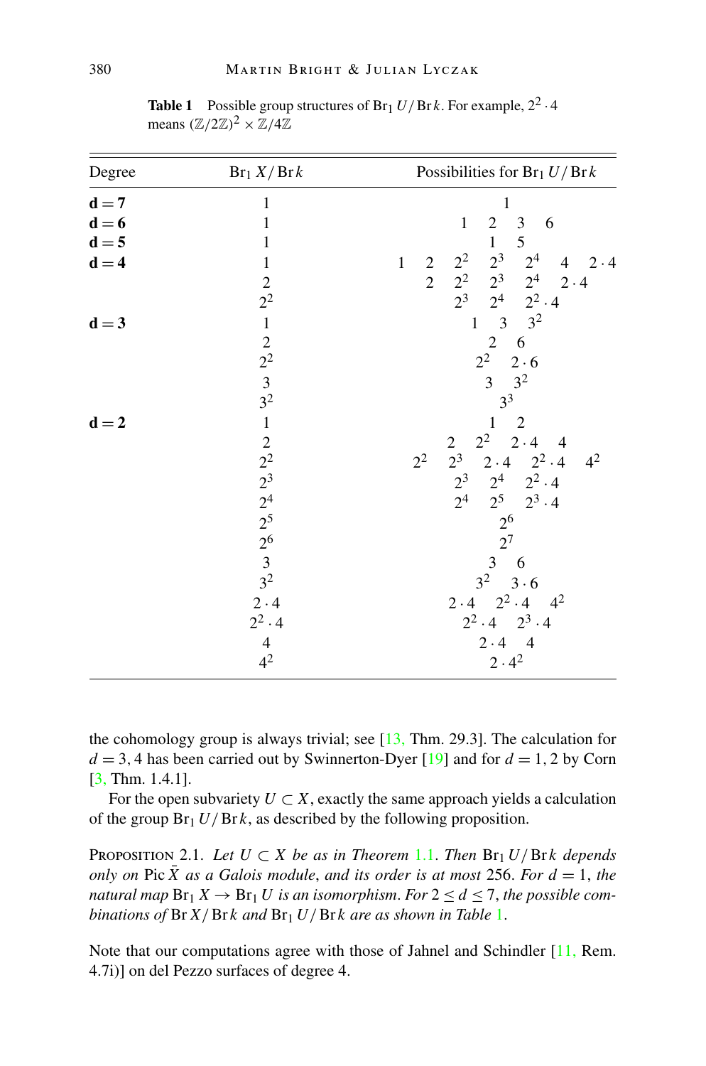**Table 1** Possible group structures of $\mathrm{Br}_1 U/\mathrm{Br}\, k$. For example, $2^2 \cdot 4$ means $(\mathbb{Z}/2\mathbb{Z})^2 \times \mathbb{Z}/4\mathbb{Z}$

| Degree | $\mathrm{Br}_1 X/\mathrm{Br}\, k$ | Possibilities for $\mathrm{Br}_1 U/\mathrm{Br}\, k$ |
|---|---|---|
| **d = 7** | 1 | 1 |
| **d = 6** | 1 | 1  2  3  6 |
| **d = 5** | 1 | 1  5 |
| **d = 4** | 1 | 1  2  $2^2$  $2^3$  $2^4$  4  $2\cdot 4$ |
| | 2 | 2  $2^2$  $2^3$  $2^4$  $2\cdot 4$ |
| | $2^2$ | $2^3$  $2^4$  $2^2\cdot 4$ |
| **d = 3** | 1 | 1  3  $3^2$ |
| | 2 | 2  6 |
| | $2^2$ | $2^2$  $2\cdot 6$ |
| | 3 | 3  $3^2$ |
| | $3^2$ | $3^3$ |
| **d = 2** | 1 | 1  2 |
| | 2 | 2  $2^2$  $2\cdot 4$  4 |
| | $2^2$ | $2^2$  $2^3$  $2\cdot 4$  $2^2\cdot 4$  $4^2$ |
| | $2^3$ | $2^3$  $2^4$  $2^2\cdot 4$ |
| | $2^4$ | $2^4$  $2^5$  $2^3\cdot 4$ |
| | $2^5$ | $2^6$ |
| | $2^6$ | $2^7$ |
| | 3 | 3  6 |
| | $3^2$ | $3^2$  $3\cdot 6$ |
| | $2\cdot 4$ | $2\cdot 4$  $2^2\cdot 4$  $4^2$ |
| | $2^2\cdot 4$ | $2^2\cdot 4$  $2^3\cdot 4$ |
| | 4 | $2\cdot 4$  4 |
| | $4^2$ | $2\cdot 4^2$ |

the cohomology group is always trivial; see [13, Thm. 29.3]. The calculation for $d = 3, 4$ has been carried out by Swinnerton-Dyer [19] and for $d = 1, 2$ by Corn [3, Thm. 1.4.1].

For the open subvariety $U \subset X$, exactly the same approach yields a calculation of the group $\mathrm{Br}_1 U/\mathrm{Br}\, k$, as described by the following proposition.

Proposition 2.1. *Let $U \subset X$ be as in Theorem 1.1. Then $\mathrm{Br}_1 U/\mathrm{Br}\, k$ depends only on $\mathrm{Pic}\, \bar{X}$ as a Galois module, and its order is at most 256. For $d = 1$, the natural map $\mathrm{Br}_1 X \to \mathrm{Br}_1 U$ is an isomorphism. For $2 \le d \le 7$, the possible combinations of $\mathrm{Br}\, X/\mathrm{Br}\, k$ and $\mathrm{Br}_1 U/\mathrm{Br}\, k$ are as shown in Table 1.*

Note that our computations agree with those of Jahnel and Schindler [11, Rem. 4.7i)] on del Pezzo surfaces of degree 4.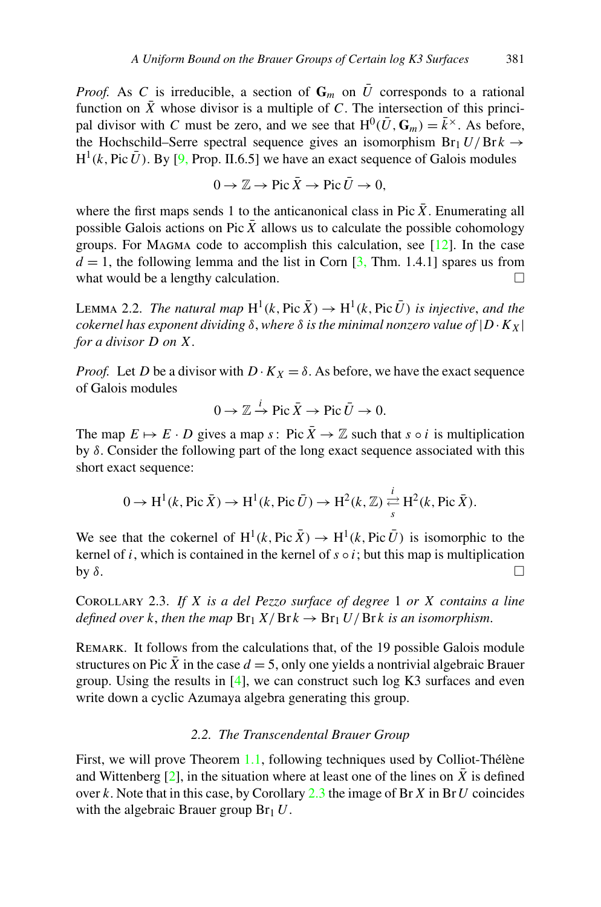*Proof.* As $C$ is irreducible, a section of $\mathbf{G}_m$ on $\bar{U}$ corresponds to a rational function on $\bar{X}$ whose divisor is a multiple of $C$. The intersection of this principal divisor with $C$ must be zero, and we see that $\mathrm{H}^0(\bar{U}, \mathbf{G}_m) = \bar{k}^\times$. As before, the Hochschild–Serre spectral sequence gives an isomorphism $\mathrm{Br}_1 U/\mathrm{Br}\, k \to \mathrm{H}^1(k, \mathrm{Pic}\, \bar{U})$. By [9, Prop. II.6.5] we have an exact sequence of Galois modules

$$0 \to \mathbb{Z} \to \mathrm{Pic}\, \bar{X} \to \mathrm{Pic}\, \bar{U} \to 0,$$

where the first maps sends 1 to the anticanonical class in $\mathrm{Pic}\, \bar{X}$. Enumerating all possible Galois actions on $\mathrm{Pic}\, \bar{X}$ allows us to calculate the possible cohomology groups. For MAGMA code to accomplish this calculation, see [12]. In the case $d = 1$, the following lemma and the list in Corn [3, Thm. 1.4.1] spares us from what would be a lengthy calculation. □

LEMMA 2.2. *The natural map $\mathrm{H}^1(k, \mathrm{Pic}\, \bar{X}) \to \mathrm{H}^1(k, \mathrm{Pic}\, \bar{U})$ is injective, and the cokernel has exponent dividing $\delta$, where $\delta$ is the minimal nonzero value of $|D \cdot K_X|$ for a divisor $D$ on $X$.*

*Proof.* Let $D$ be a divisor with $D \cdot K_X = \delta$. As before, we have the exact sequence of Galois modules

$$0 \to \mathbb{Z} \xrightarrow{i} \mathrm{Pic}\, \bar{X} \to \mathrm{Pic}\, \bar{U} \to 0.$$

The map $E \mapsto E \cdot D$ gives a map $s \colon \mathrm{Pic}\, \bar{X} \to \mathbb{Z}$ such that $s \circ i$ is multiplication by $\delta$. Consider the following part of the long exact sequence associated with this short exact sequence:

$$0 \to \mathrm{H}^1(k, \mathrm{Pic}\, \bar{X}) \to \mathrm{H}^1(k, \mathrm{Pic}\, \bar{U}) \to \mathrm{H}^2(k, \mathbb{Z}) \underset{s}{\overset{i}{\rightleftarrows}} \mathrm{H}^2(k, \mathrm{Pic}\, \bar{X}).$$

We see that the cokernel of $\mathrm{H}^1(k, \mathrm{Pic}\, \bar{X}) \to \mathrm{H}^1(k, \mathrm{Pic}\, \bar{U})$ is isomorphic to the kernel of $i$, which is contained in the kernel of $s \circ i$; but this map is multiplication by $\delta$. □

COROLLARY 2.3. *If $X$ is a del Pezzo surface of degree 1 or $X$ contains a line defined over $k$, then the map $\mathrm{Br}_1 X/\mathrm{Br}\, k \to \mathrm{Br}_1 U/\mathrm{Br}\, k$ is an isomorphism.*

REMARK. It follows from the calculations that, of the 19 possible Galois module structures on $\mathrm{Pic}\, \bar{X}$ in the case $d = 5$, only one yields a nontrivial algebraic Brauer group. Using the results in [4], we can construct such log K3 surfaces and even write down a cyclic Azumaya algebra generating this group.

### 2.2. The Transcendental Brauer Group

First, we will prove Theorem 1.1, following techniques used by Colliot-Thélène and Wittenberg [2], in the situation where at least one of the lines on $\bar{X}$ is defined over $k$. Note that in this case, by Corollary 2.3 the image of $\mathrm{Br}\, X$ in $\mathrm{Br}\, U$ coincides with the algebraic Brauer group $\mathrm{Br}_1 U$.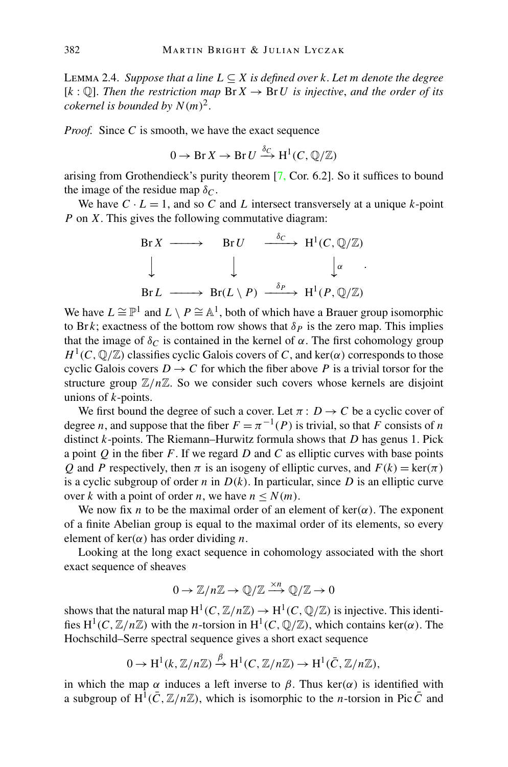LEMMA 2.4. *Suppose that a line $L \subseteq X$ is defined over $k$. Let $m$ denote the degree $[k : \mathbb{Q}]$. Then the restriction map $\operatorname{Br} X \to \operatorname{Br} U$ is injective, and the order of its cokernel is bounded by $N(m)^2$.*

*Proof.* Since $C$ is smooth, we have the exact sequence

$$0 \to \operatorname{Br} X \to \operatorname{Br} U \xrightarrow{\delta_C} \mathrm{H}^1(C, \mathbb{Q}/\mathbb{Z})$$

arising from Grothendieck's purity theorem [7, Cor. 6.2]. So it suffices to bound the image of the residue map $\delta_C$.

We have $C \cdot L = 1$, and so $C$ and $L$ intersect transversely at a unique $k$-point $P$ on $X$. This gives the following commutative diagram:

$$\begin{array}{ccccc} \operatorname{Br} X & \longrightarrow & \operatorname{Br} U & \xrightarrow{\delta_C} & \mathrm{H}^1(C, \mathbb{Q}/\mathbb{Z}) \\ \downarrow & & \downarrow & & \downarrow{\scriptstyle \alpha} \\ \operatorname{Br} L & \longrightarrow & \operatorname{Br}(L \setminus P) & \xrightarrow{\delta_P} & \mathrm{H}^1(P, \mathbb{Q}/\mathbb{Z}) \end{array} .$$

We have $L \cong \mathbb{P}^1$ and $L \setminus P \cong \mathbb{A}^1$, both of which have a Brauer group isomorphic to $\operatorname{Br} k$; exactness of the bottom row shows that $\delta_P$ is the zero map. This implies that the image of $\delta_C$ is contained in the kernel of $\alpha$. The first cohomology group $H^1(C, \mathbb{Q}/\mathbb{Z})$ classifies cyclic Galois covers of $C$, and $\ker(\alpha)$ corresponds to those cyclic Galois covers $D \to C$ for which the fiber above $P$ is a trivial torsor for the structure group $\mathbb{Z}/n\mathbb{Z}$. So we consider such covers whose kernels are disjoint unions of $k$-points.

We first bound the degree of such a cover. Let $\pi : D \to C$ be a cyclic cover of degree $n$, and suppose that the fiber $F = \pi^{-1}(P)$ is trivial, so that $F$ consists of $n$ distinct $k$-points. The Riemann–Hurwitz formula shows that $D$ has genus 1. Pick a point $Q$ in the fiber $F$. If we regard $D$ and $C$ as elliptic curves with base points $Q$ and $P$ respectively, then $\pi$ is an isogeny of elliptic curves, and $F(k) = \ker(\pi)$ is a cyclic subgroup of order $n$ in $D(k)$. In particular, since $D$ is an elliptic curve over $k$ with a point of order $n$, we have $n \leq N(m)$.

We now fix $n$ to be the maximal order of an element of $\ker(\alpha)$. The exponent of a finite Abelian group is equal to the maximal order of its elements, so every element of $\ker(\alpha)$ has order dividing $n$.

Looking at the long exact sequence in cohomology associated with the short exact sequence of sheaves

$$0 \to \mathbb{Z}/n\mathbb{Z} \to \mathbb{Q}/\mathbb{Z} \xrightarrow{\times n} \mathbb{Q}/\mathbb{Z} \to 0$$

shows that the natural map $\mathrm{H}^1(C, \mathbb{Z}/n\mathbb{Z}) \to \mathrm{H}^1(C, \mathbb{Q}/\mathbb{Z})$ is injective. This identifies $\mathrm{H}^1(C, \mathbb{Z}/n\mathbb{Z})$ with the $n$-torsion in $\mathrm{H}^1(C, \mathbb{Q}/\mathbb{Z})$, which contains $\ker(\alpha)$. The Hochschild–Serre spectral sequence gives a short exact sequence

$$0 \to \mathrm{H}^1(k, \mathbb{Z}/n\mathbb{Z}) \xrightarrow{\beta} \mathrm{H}^1(C, \mathbb{Z}/n\mathbb{Z}) \to \mathrm{H}^1(\bar{C}, \mathbb{Z}/n\mathbb{Z}),$$

in which the map $\alpha$ induces a left inverse to $\beta$. Thus $\ker(\alpha)$ is identified with a subgroup of $\mathrm{H}^1(\bar{C}, \mathbb{Z}/n\mathbb{Z})$, which is isomorphic to the $n$-torsion in $\operatorname{Pic} \bar{C}$ and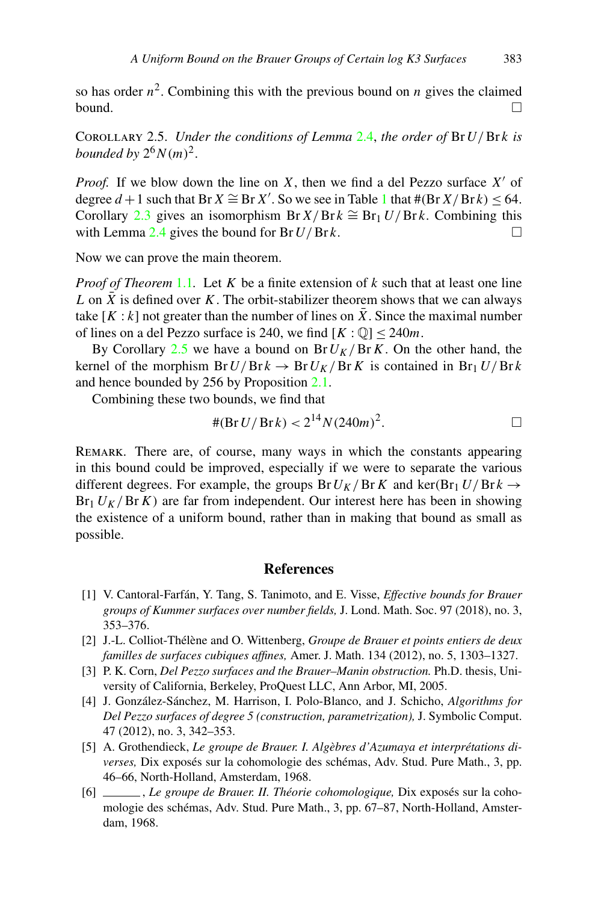so has order $n^2$. Combining this with the previous bound on $n$ gives the claimed bound. □

COROLLARY 2.5. *Under the conditions of Lemma 2.4, the order of* $\operatorname{Br} U / \operatorname{Br} k$ *is bounded by* $2^6 N(m)^2$.

*Proof.* If we blow down the line on $X$, then we find a del Pezzo surface $X'$ of degree $d+1$ such that $\operatorname{Br} X \cong \operatorname{Br} X'$. So we see in Table 1 that $\#(\operatorname{Br} X / \operatorname{Br} k) \leq 64$. Corollary 2.3 gives an isomorphism $\operatorname{Br} X / \operatorname{Br} k \cong \operatorname{Br}_1 U / \operatorname{Br} k$. Combining this with Lemma 2.4 gives the bound for $\operatorname{Br} U / \operatorname{Br} k$. □

Now we can prove the main theorem.

*Proof of Theorem 1.1.* Let $K$ be a finite extension of $k$ such that at least one line $L$ on $\bar{X}$ is defined over $K$. The orbit-stabilizer theorem shows that we can always take $[K : k]$ not greater than the number of lines on $\bar{X}$. Since the maximal number of lines on a del Pezzo surface is 240, we find $[K : \mathbb{Q}] \leq 240m$.

By Corollary 2.5 we have a bound on $\operatorname{Br} U_K / \operatorname{Br} K$. On the other hand, the kernel of the morphism $\operatorname{Br} U / \operatorname{Br} k \to \operatorname{Br} U_K / \operatorname{Br} K$ is contained in $\operatorname{Br}_1 U / \operatorname{Br} k$ and hence bounded by 256 by Proposition 2.1.

Combining these two bounds, we find that

$$\#(\operatorname{Br} U / \operatorname{Br} k) < 2^{14} N(240m)^2. \qquad \square$$

REMARK. There are, of course, many ways in which the constants appearing in this bound could be improved, especially if we were to separate the various different degrees. For example, the groups $\operatorname{Br} U_K / \operatorname{Br} K$ and $\ker(\operatorname{Br}_1 U / \operatorname{Br} k \to \operatorname{Br}_1 U_K / \operatorname{Br} K)$ are far from independent. Our interest here has been in showing the existence of a uniform bound, rather than in making that bound as small as possible.

## References

[1] V. Cantoral-Farfán, Y. Tang, S. Tanimoto, and E. Visse, *Effective bounds for Brauer groups of Kummer surfaces over number fields,* J. Lond. Math. Soc. 97 (2018), no. 3, 353–376.

[2] J.-L. Colliot-Thélène and O. Wittenberg, *Groupe de Brauer et points entiers de deux familles de surfaces cubiques affines,* Amer. J. Math. 134 (2012), no. 5, 1303–1327.

[3] P. K. Corn, *Del Pezzo surfaces and the Brauer–Manin obstruction.* Ph.D. thesis, University of California, Berkeley, ProQuest LLC, Ann Arbor, MI, 2005.

[4] J. González-Sánchez, M. Harrison, I. Polo-Blanco, and J. Schicho, *Algorithms for Del Pezzo surfaces of degree 5 (construction, parametrization),* J. Symbolic Comput. 47 (2012), no. 3, 342–353.

[5] A. Grothendieck, *Le groupe de Brauer. I. Algèbres d'Azumaya et interprétations diverses,* Dix exposés sur la cohomologie des schémas, Adv. Stud. Pure Math., 3, pp. 46–66, North-Holland, Amsterdam, 1968.

[6] ______, *Le groupe de Brauer. II. Théorie cohomologique,* Dix exposés sur la cohomologie des schémas, Adv. Stud. Pure Math., 3, pp. 67–87, North-Holland, Amsterdam, 1968.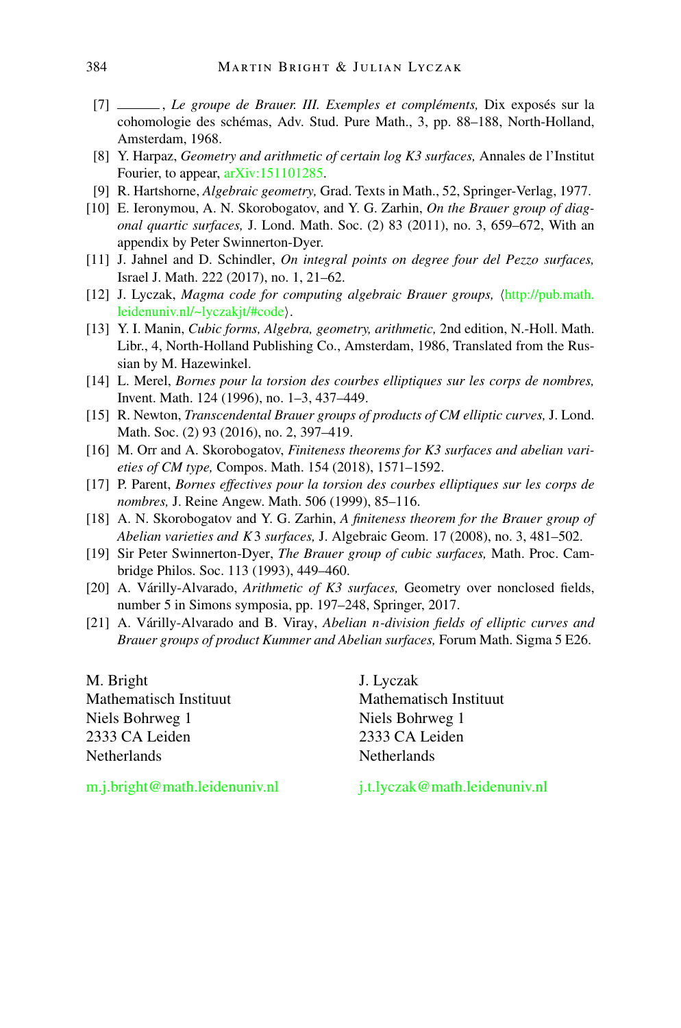[7] ———, *Le groupe de Brauer. III. Exemples et compléments,* Dix exposés sur la cohomologie des schémas, Adv. Stud. Pure Math., 3, pp. 88–188, North-Holland, Amsterdam, 1968.

[8] Y. Harpaz, *Geometry and arithmetic of certain log K3 surfaces,* Annales de l'Institut Fourier, to appear, arXiv:151101285.

[9] R. Hartshorne, *Algebraic geometry,* Grad. Texts in Math., 52, Springer-Verlag, 1977.

[10] E. Ieronymou, A. N. Skorobogatov, and Y. G. Zarhin, *On the Brauer group of diagonal quartic surfaces,* J. Lond. Math. Soc. (2) 83 (2011), no. 3, 659–672, With an appendix by Peter Swinnerton-Dyer.

[11] J. Jahnel and D. Schindler, *On integral points on degree four del Pezzo surfaces,* Israel J. Math. 222 (2017), no. 1, 21–62.

[12] J. Lyczak, *Magma code for computing algebraic Brauer groups,* ⟨http://pub.math.leidenuniv.nl/~lyczakjt/#code⟩.

[13] Y. I. Manin, *Cubic forms, Algebra, geometry, arithmetic,* 2nd edition, N.-Holl. Math. Libr., 4, North-Holland Publishing Co., Amsterdam, 1986, Translated from the Russian by M. Hazewinkel.

[14] L. Merel, *Bornes pour la torsion des courbes elliptiques sur les corps de nombres,* Invent. Math. 124 (1996), no. 1–3, 437–449.

[15] R. Newton, *Transcendental Brauer groups of products of CM elliptic curves,* J. Lond. Math. Soc. (2) 93 (2016), no. 2, 397–419.

[16] M. Orr and A. Skorobogatov, *Finiteness theorems for K3 surfaces and abelian varieties of CM type,* Compos. Math. 154 (2018), 1571–1592.

[17] P. Parent, *Bornes effectives pour la torsion des courbes elliptiques sur les corps de nombres,* J. Reine Angew. Math. 506 (1999), 85–116.

[18] A. N. Skorobogatov and Y. G. Zarhin, *A finiteness theorem for the Brauer group of Abelian varieties and* $K3$ *surfaces,* J. Algebraic Geom. 17 (2008), no. 3, 481–502.

[19] Sir Peter Swinnerton-Dyer, *The Brauer group of cubic surfaces,* Math. Proc. Cambridge Philos. Soc. 113 (1993), 449–460.

[20] A. Várilly-Alvarado, *Arithmetic of K3 surfaces,* Geometry over nonclosed fields, number 5 in Simons symposia, pp. 197–248, Springer, 2017.

[21] A. Várilly-Alvarado and B. Viray, *Abelian* $n$*-division fields of elliptic curves and Brauer groups of product Kummer and Abelian surfaces,* Forum Math. Sigma 5 E26.

M. Bright
Mathematisch Instituut
Niels Bohrweg 1
2333 CA Leiden
Netherlands

m.j.bright@math.leidenuniv.nl

J. Lyczak
Mathematisch Instituut
Niels Bohrweg 1
2333 CA Leiden
Netherlands

j.t.lyczak@math.leidenuniv.nl